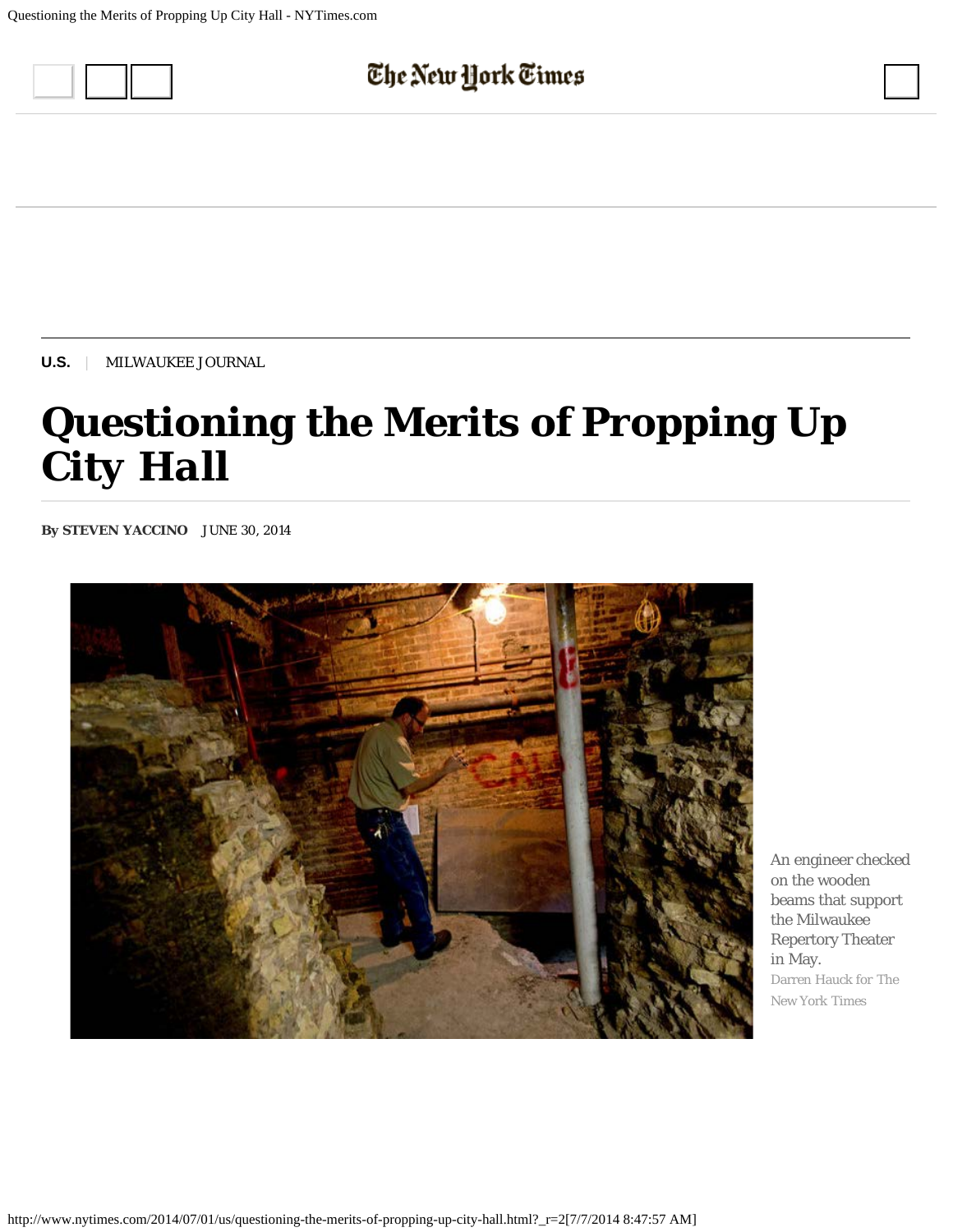U.S. | MILWAUKEE JOURNAL

# Questioning the Merits of Propping Up City Hall

**By STEVEN YACCINO** JUNE 30, 2014

An engineer checked on the wooden beams that support the Milwaukee Repertory Theater in May.
Darren Hauck for The New York Times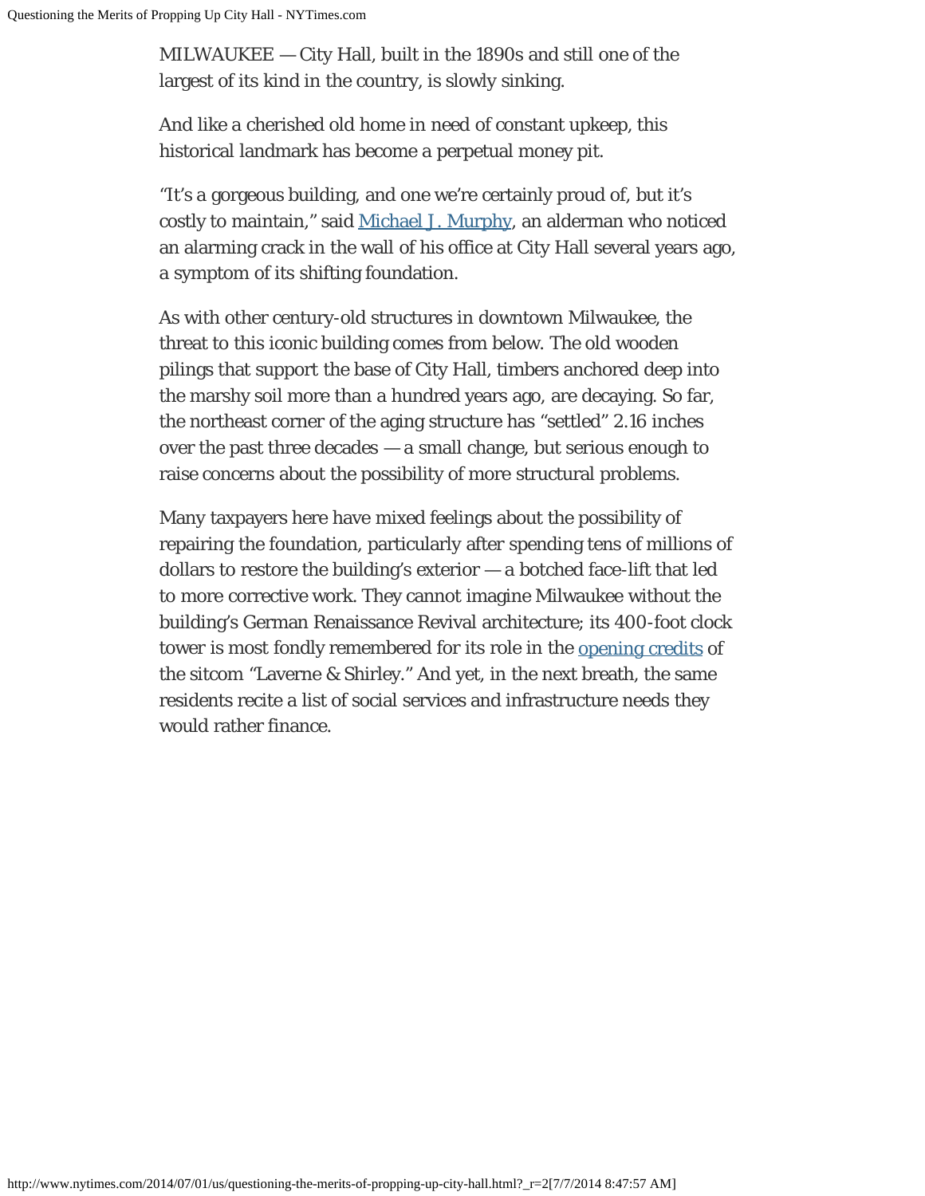MILWAUKEE — City Hall, built in the 1890s and still one of the largest of its kind in the country, is slowly sinking.

And like a cherished old home in need of constant upkeep, this historical landmark has become a perpetual money pit.

“It’s a gorgeous building, and one we’re certainly proud of, but it’s costly to maintain,” said Michael J. Murphy, an alderman who noticed an alarming crack in the wall of his office at City Hall several years ago, a symptom of its shifting foundation.

As with other century-old structures in downtown Milwaukee, the threat to this iconic building comes from below. The old wooden pilings that support the base of City Hall, timbers anchored deep into the marshy soil more than a hundred years ago, are decaying. So far, the northeast corner of the aging structure has “settled” 2.16 inches over the past three decades — a small change, but serious enough to raise concerns about the possibility of more structural problems.

Many taxpayers here have mixed feelings about the possibility of repairing the foundation, particularly after spending tens of millions of dollars to restore the building’s exterior — a botched face-lift that led to more corrective work. They cannot imagine Milwaukee without the building’s German Renaissance Revival architecture; its 400-foot clock tower is most fondly remembered for its role in the opening credits of the sitcom “Laverne & Shirley.” And yet, in the next breath, the same residents recite a list of social services and infrastructure needs they would rather finance.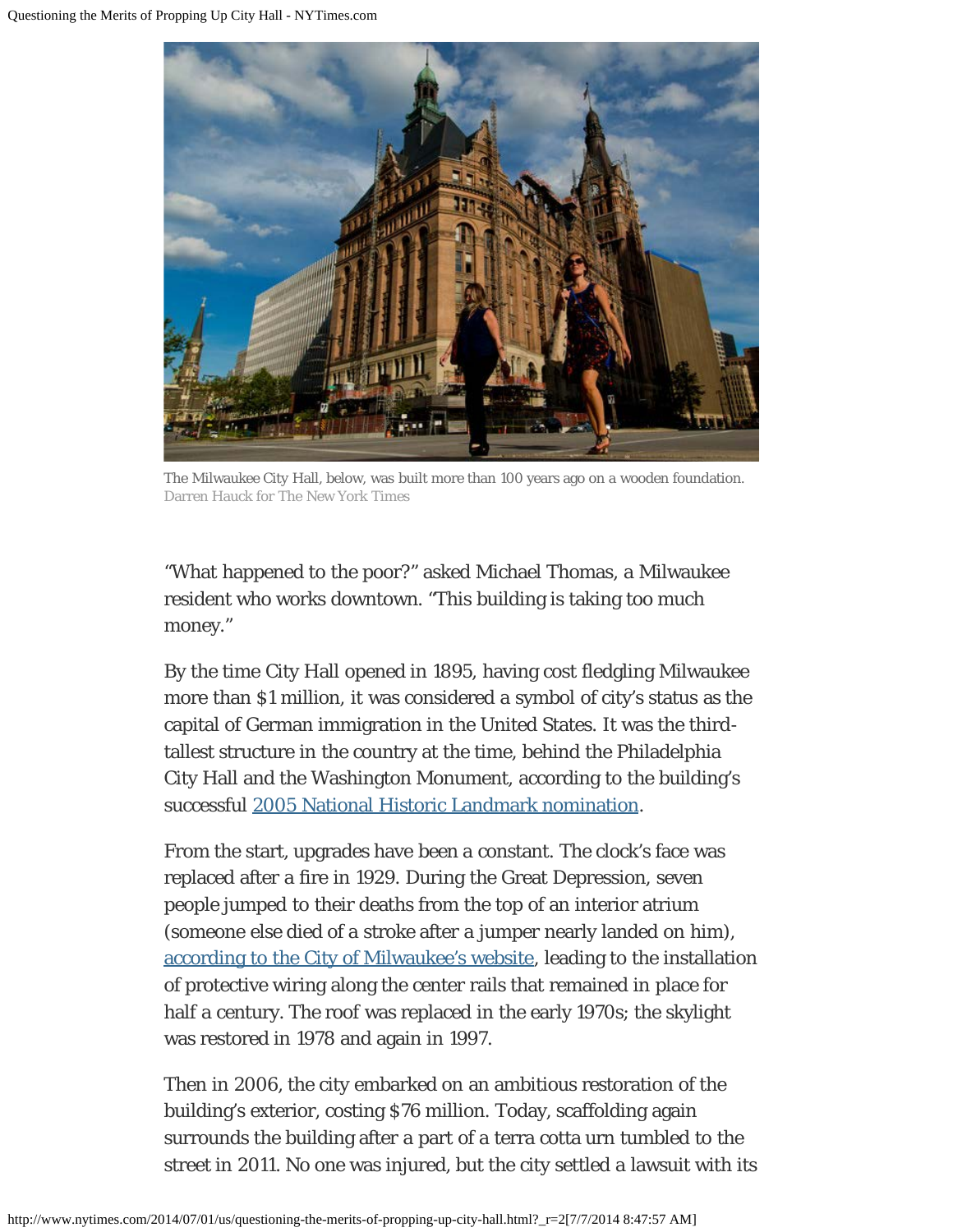The Milwaukee City Hall, below, was built more than 100 years ago on a wooden foundation. Darren Hauck for The New York Times

“What happened to the poor?” asked Michael Thomas, a Milwaukee resident who works downtown. “This building is taking too much money.”

By the time City Hall opened in 1895, having cost fledgling Milwaukee more than $1 million, it was considered a symbol of city’s status as the capital of German immigration in the United States. It was the third-tallest structure in the country at the time, behind the Philadelphia City Hall and the Washington Monument, according to the building’s successful [2005 National Historic Landmark nomination](http://www.nps.gov/).

From the start, upgrades have been a constant. The clock’s face was replaced after a fire in 1929. During the Great Depression, seven people jumped to their deaths from the top of an interior atrium (someone else died of a stroke after a jumper nearly landed on him), according to the City of Milwaukee’s website, leading to the installation of protective wiring along the center rails that remained in place for half a century. The roof was replaced in the early 1970s; the skylight was restored in 1978 and again in 1997.

Then in 2006, the city embarked on an ambitious restoration of the building’s exterior, costing $76 million. Today, scaffolding again surrounds the building after a part of a terra cotta urn tumbled to the street in 2011. No one was injured, but the city settled a lawsuit with its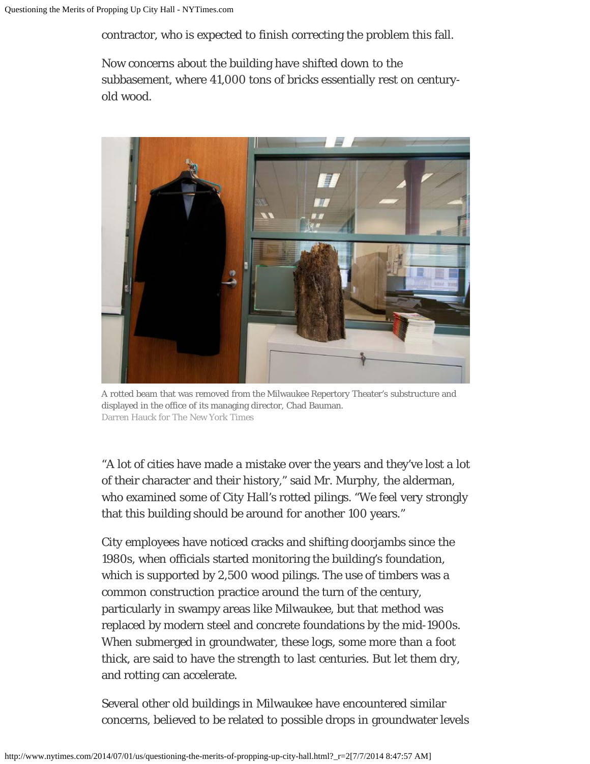contractor, who is expected to finish correcting the problem this fall.

Now concerns about the building have shifted down to the subbasement, where 41,000 tons of bricks essentially rest on century-old wood.

A rotted beam that was removed from the Milwaukee Repertory Theater's substructure and displayed in the office of its managing director, Chad Bauman.
Darren Hauck for The New York Times

"A lot of cities have made a mistake over the years and they've lost a lot of their character and their history," said Mr. Murphy, the alderman, who examined some of City Hall's rotted pilings. "We feel very strongly that this building should be around for another 100 years."

City employees have noticed cracks and shifting doorjambs since the 1980s, when officials started monitoring the building's foundation, which is supported by 2,500 wood pilings. The use of timbers was a common construction practice around the turn of the century, particularly in swampy areas like Milwaukee, but that method was replaced by modern steel and concrete foundations by the mid-1900s. When submerged in groundwater, these logs, some more than a foot thick, are said to have the strength to last centuries. But let them dry, and rotting can accelerate.

Several other old buildings in Milwaukee have encountered similar concerns, believed to be related to possible drops in groundwater levels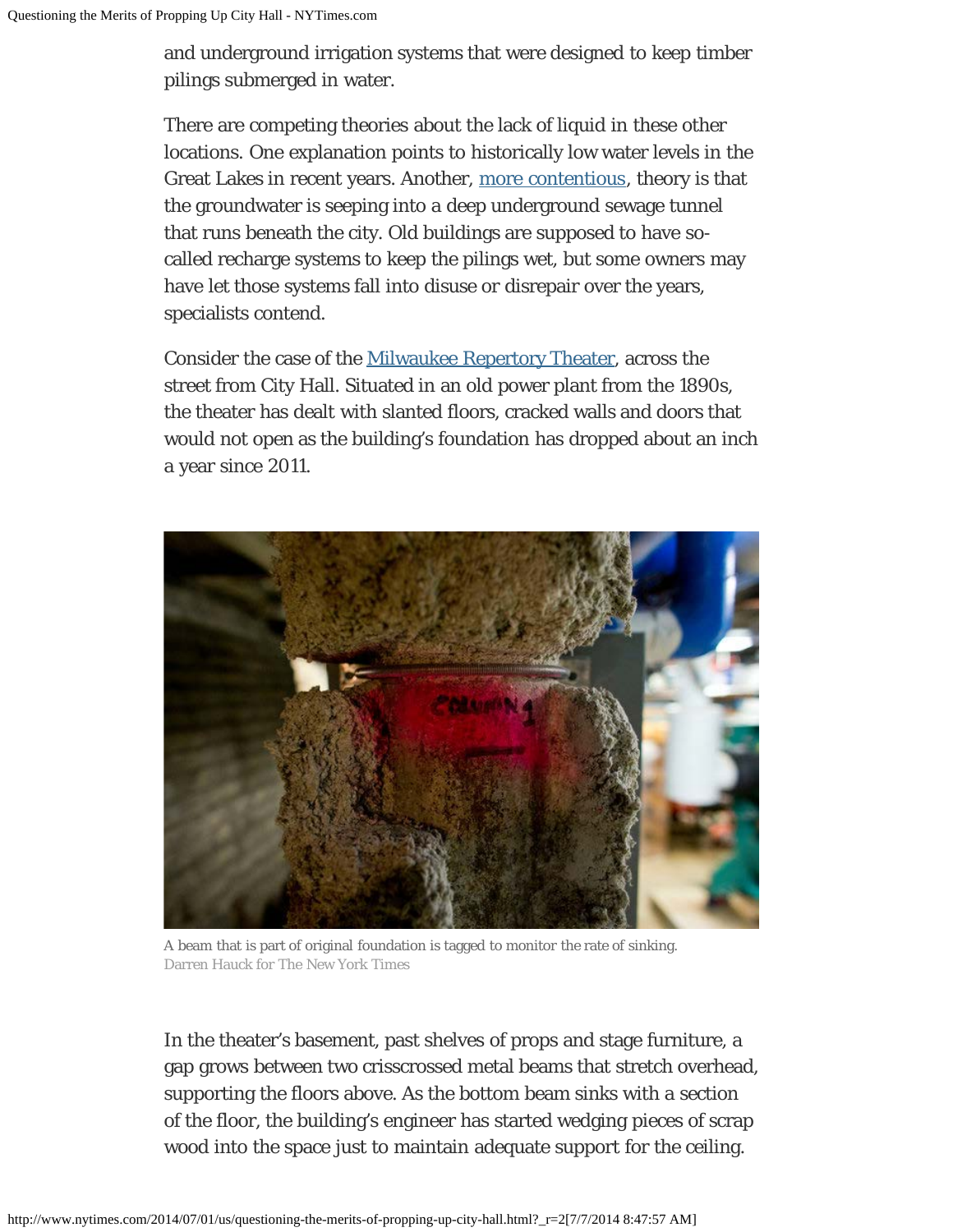and underground irrigation systems that were designed to keep timber pilings submerged in water.

There are competing theories about the lack of liquid in these other locations. One explanation points to historically low water levels in the Great Lakes in recent years. Another, more contentious, theory is that the groundwater is seeping into a deep underground sewage tunnel that runs beneath the city. Old buildings are supposed to have so-called recharge systems to keep the pilings wet, but some owners may have let those systems fall into disuse or disrepair over the years, specialists contend.

Consider the case of the Milwaukee Repertory Theater, across the street from City Hall. Situated in an old power plant from the 1890s, the theater has dealt with slanted floors, cracked walls and doors that would not open as the building's foundation has dropped about an inch a year since 2011.

A beam that is part of original foundation is tagged to monitor the rate of sinking.
Darren Hauck for The New York Times

In the theater's basement, past shelves of props and stage furniture, a gap grows between two crisscrossed metal beams that stretch overhead, supporting the floors above. As the bottom beam sinks with a section of the floor, the building's engineer has started wedging pieces of scrap wood into the space just to maintain adequate support for the ceiling.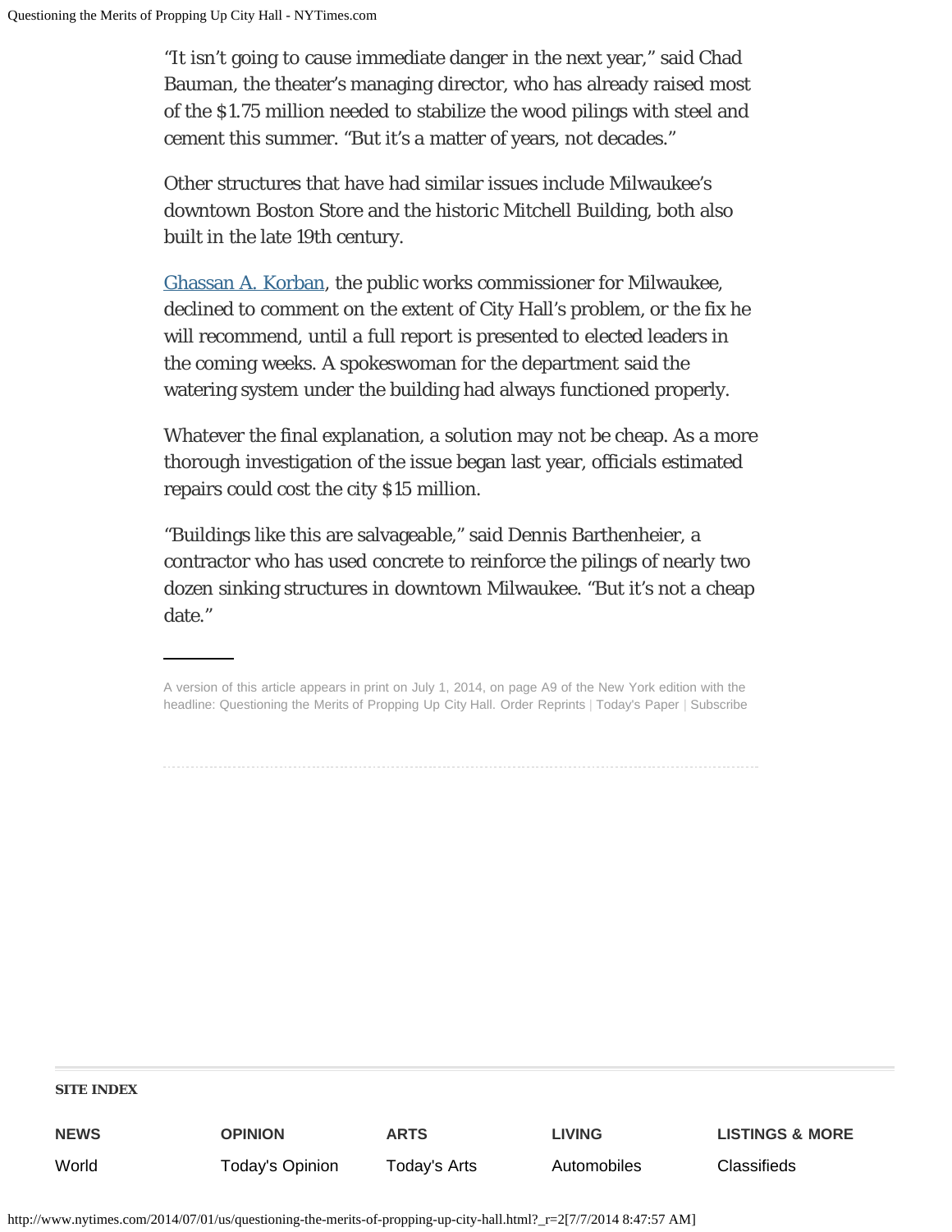"It isn't going to cause immediate danger in the next year," said Chad Bauman, the theater's managing director, who has already raised most of the $1.75 million needed to stabilize the wood pilings with steel and cement this summer. "But it's a matter of years, not decades."

Other structures that have had similar issues include Milwaukee's downtown Boston Store and the historic Mitchell Building, both also built in the late 19th century.

Ghassan A. Korban, the public works commissioner for Milwaukee, declined to comment on the extent of City Hall's problem, or the fix he will recommend, until a full report is presented to elected leaders in the coming weeks. A spokeswoman for the department said the watering system under the building had always functioned properly.

Whatever the final explanation, a solution may not be cheap. As a more thorough investigation of the issue began last year, officials estimated repairs could cost the city $15 million.

"Buildings like this are salvageable," said Dennis Barthenheier, a contractor who has used concrete to reinforce the pilings of nearly two dozen sinking structures in downtown Milwaukee. "But it's not a cheap date."

---

A version of this article appears in print on July 1, 2014, on page A9 of the New York edition with the headline: Questioning the Merits of Propping Up City Hall. Order Reprints | Today's Paper | Subscribe

**SITE INDEX**

| NEWS | OPINION | ARTS | LIVING | LISTINGS & MORE |
| --- | --- | --- | --- | --- |
| World | Today's Opinion | Today's Arts | Automobiles | Classifieds |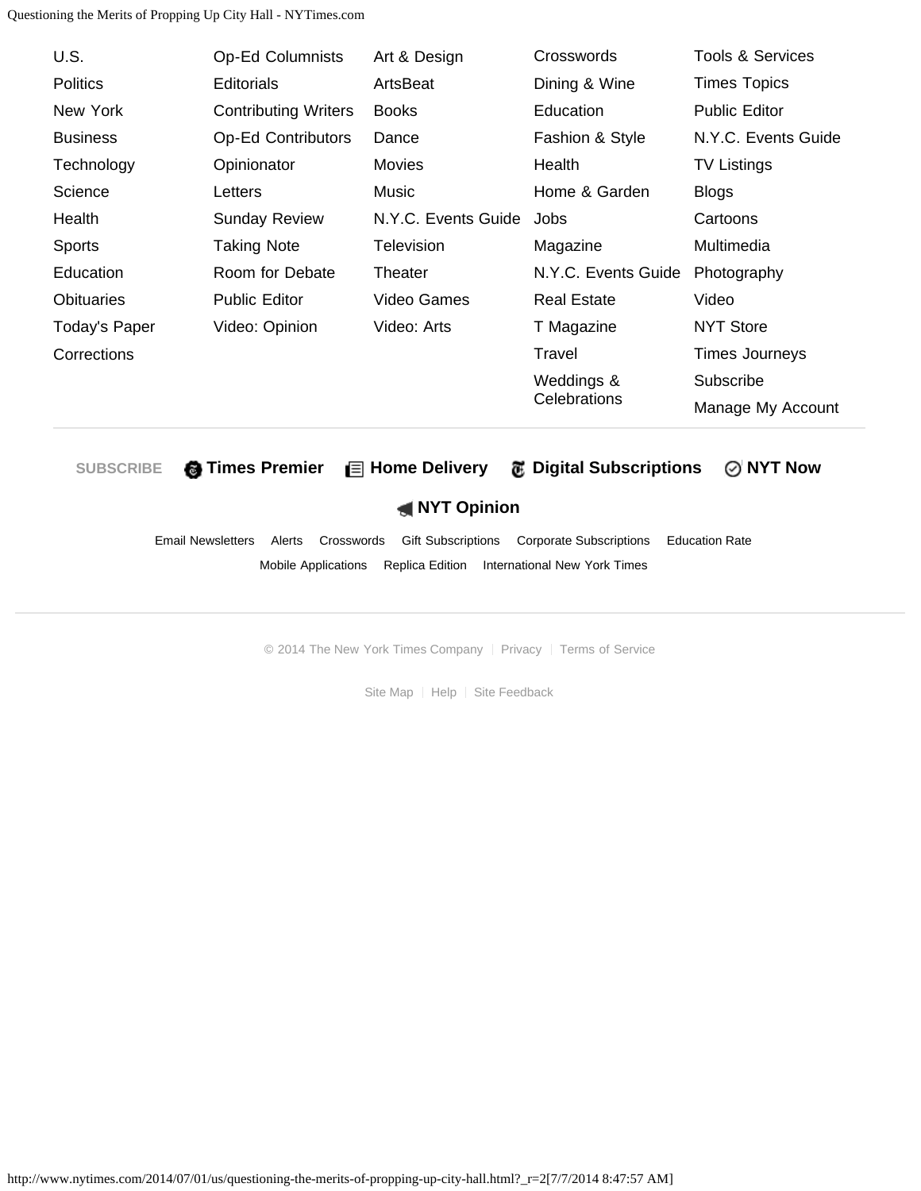U.S.
Politics
New York
Business
Technology
Science
Health
Sports
Education
Obituaries
Today's Paper
Corrections

Op-Ed Columnists
Editorials
Contributing Writers
Op-Ed Contributors
Opinionator
Letters
Sunday Review
Taking Note
Room for Debate
Public Editor
Video: Opinion

Art & Design
ArtsBeat
Books
Dance
Movies
Music
N.Y.C. Events Guide
Television
Theater
Video Games
Video: Arts

Crosswords
Dining & Wine
Education
Fashion & Style
Health
Home & Garden
Jobs
Magazine
N.Y.C. Events Guide
Real Estate
T Magazine
Travel
Weddings & Celebrations

Tools & Services
Times Topics
Public Editor
N.Y.C. Events Guide
TV Listings
Blogs
Cartoons
Multimedia
Photography
Video
NYT Store
Times Journeys
Subscribe
Manage My Account

SUBSCRIBE **Times Premier** **Home Delivery** **Digital Subscriptions** **NYT Now** **NYT Opinion**

Email Newsletters Alerts Crosswords Gift Subscriptions Corporate Subscriptions Education Rate
Mobile Applications Replica Edition International New York Times

© 2014 The New York Times Company | Privacy | Terms of Service

Site Map | Help | Site Feedback